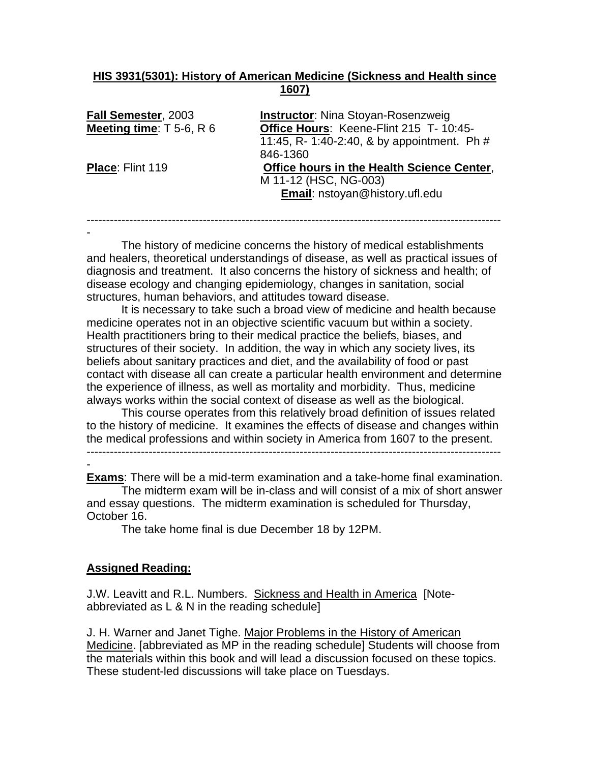**HIS 3931(5301): History of American Medicine (Sickness and Health since 1607)**

**Fall Semester**, 2003
**Meeting time**: T 5-6, R 6
**Place**: Flint 119

**Instructor**: Nina Stoyan-Rosenzweig
**Office Hours**: Keene-Flint 215 T- 10:45-11:45, R- 1:40-2:40, & by appointment. Ph # 846-1360
**Office hours in the Health Science Center**, M 11-12 (HSC, NG-003)
**Email**: nstoyan@history.ufl.edu

---

The history of medicine concerns the history of medical establishments and healers, theoretical understandings of disease, as well as practical issues of diagnosis and treatment. It also concerns the history of sickness and health; of disease ecology and changing epidemiology, changes in sanitation, social structures, human behaviors, and attitudes toward disease.

It is necessary to take such a broad view of medicine and health because medicine operates not in an objective scientific vacuum but within a society. Health practitioners bring to their medical practice the beliefs, biases, and structures of their society. In addition, the way in which any society lives, its beliefs about sanitary practices and diet, and the availability of food or past contact with disease all can create a particular health environment and determine the experience of illness, as well as mortality and morbidity. Thus, medicine always works within the social context of disease as well as the biological.

This course operates from this relatively broad definition of issues related to the history of medicine. It examines the effects of disease and changes within the medical professions and within society in America from 1607 to the present.

---

**Exams**: There will be a mid-term examination and a take-home final examination.

The midterm exam will be in-class and will consist of a mix of short answer and essay questions. The midterm examination is scheduled for Thursday, October 16.

The take home final is due December 18 by 12PM.

**Assigned Reading:**

J.W. Leavitt and R.L. Numbers. Sickness and Health in America [Note- abbreviated as L & N in the reading schedule]

J. H. Warner and Janet Tighe. Major Problems in the History of American Medicine. [abbreviated as MP in the reading schedule] Students will choose from the materials within this book and will lead a discussion focused on these topics. These student-led discussions will take place on Tuesdays.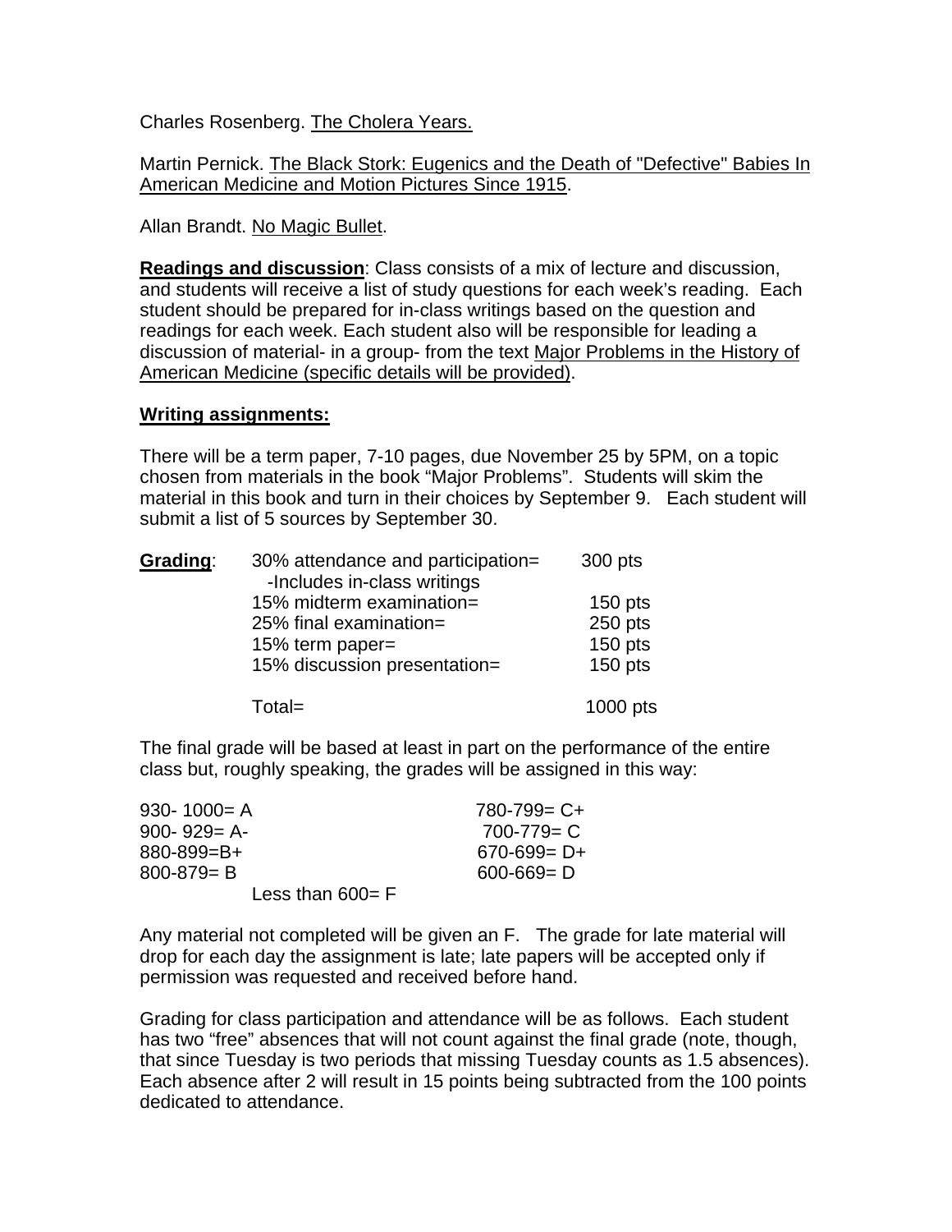Charles Rosenberg. The Cholera Years.

Martin Pernick. The Black Stork: Eugenics and the Death of "Defective" Babies In American Medicine and Motion Pictures Since 1915.

Allan Brandt. No Magic Bullet.

**Readings and discussion**: Class consists of a mix of lecture and discussion, and students will receive a list of study questions for each week's reading. Each student should be prepared for in-class writings based on the question and readings for each week. Each student also will be responsible for leading a discussion of material- in a group- from the text Major Problems in the History of American Medicine (specific details will be provided).

**Writing assignments:**

There will be a term paper, 7-10 pages, due November 25 by 5PM, on a topic chosen from materials in the book "Major Problems". Students will skim the material in this book and turn in their choices by September 9. Each student will submit a list of 5 sources by September 30.

**Grading**:

| | |
|---|---|
| 30% attendance and participation= -Includes in-class writings | 300 pts |
| 15% midterm examination= | 150 pts |
| 25% final examination= | 250 pts |
| 15% term paper= | 150 pts |
| 15% discussion presentation= | 150 pts |
| Total= | 1000 pts |

The final grade will be based at least in part on the performance of the entire class but, roughly speaking, the grades will be assigned in this way:

| | |
|---|---|
| 930- 1000= A | 780-799= C+ |
| 900- 929= A- | 700-779= C |
| 880-899=B+ | 670-699= D+ |
| 800-879= B | 600-669= D |
| Less than 600= F | |

Any material not completed will be given an F. The grade for late material will drop for each day the assignment is late; late papers will be accepted only if permission was requested and received before hand.

Grading for class participation and attendance will be as follows. Each student has two "free" absences that will not count against the final grade (note, though, that since Tuesday is two periods that missing Tuesday counts as 1.5 absences). Each absence after 2 will result in 15 points being subtracted from the 100 points dedicated to attendance.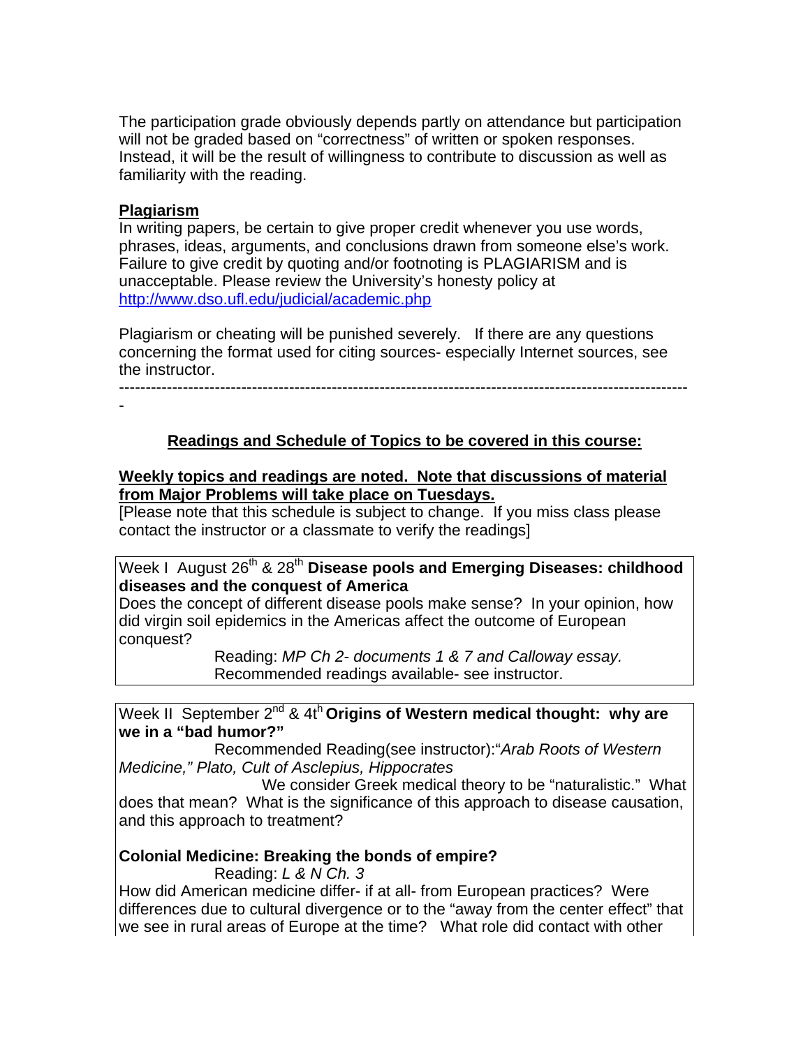The participation grade obviously depends partly on attendance but participation will not be graded based on "correctness" of written or spoken responses. Instead, it will be the result of willingness to contribute to discussion as well as familiarity with the reading.

**Plagiarism**

In writing papers, be certain to give proper credit whenever you use words, phrases, ideas, arguments, and conclusions drawn from someone else's work. Failure to give credit by quoting and/or footnoting is PLAGIARISM and is unacceptable. Please review the University's honesty policy at http://www.dso.ufl.edu/judicial/academic.php

Plagiarism or cheating will be punished severely. If there are any questions concerning the format used for citing sources- especially Internet sources, see the instructor.

---

## Readings and Schedule of Topics to be covered in this course:

**Weekly topics and readings are noted. Note that discussions of material from Major Problems will take place on Tuesdays.**

[Please note that this schedule is subject to change. If you miss class please contact the instructor or a classmate to verify the readings]

Week I August 26th & 28th **Disease pools and Emerging Diseases: childhood diseases and the conquest of America**

Does the concept of different disease pools make sense? In your opinion, how did virgin soil epidemics in the Americas affect the outcome of European conquest?

Reading: *MP Ch 2- documents 1 & 7 and Calloway essay.*
Recommended readings available- see instructor.

Week II September 2nd & 4th **Origins of Western medical thought: why are we in a "bad humor?"**

Recommended Reading(see instructor):"*Arab Roots of Western Medicine," Plato, Cult of Asclepius, Hippocrates*

We consider Greek medical theory to be "naturalistic." What does that mean? What is the significance of this approach to disease causation, and this approach to treatment?

**Colonial Medicine: Breaking the bonds of empire?**

Reading: *L & N Ch. 3*

How did American medicine differ- if at all- from European practices? Were differences due to cultural divergence or to the "away from the center effect" that we see in rural areas of Europe at the time? What role did contact with other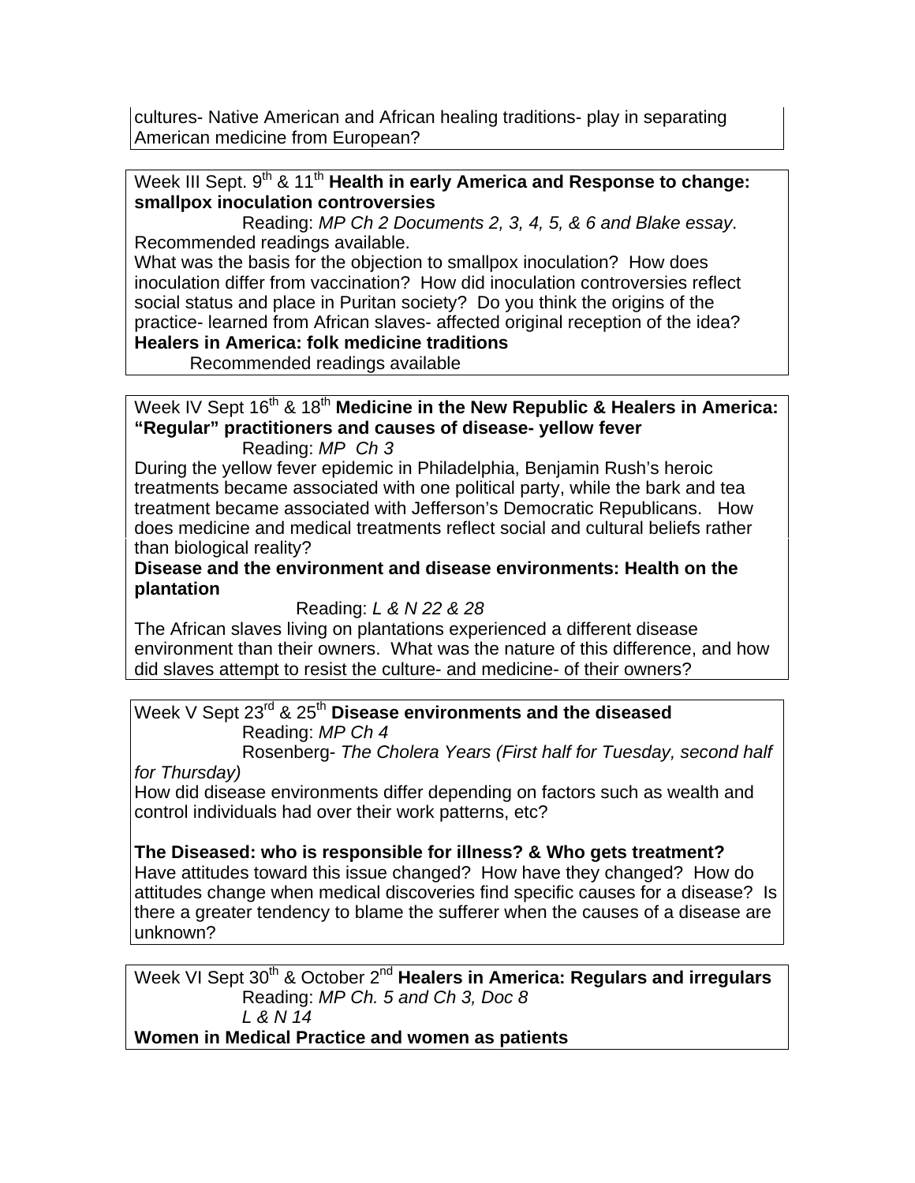cultures- Native American and African healing traditions- play in separating American medicine from European?

Week III Sept. 9th & 11th **Health in early America and Response to change: smallpox inoculation controversies**

Reading: *MP Ch 2 Documents 2, 3, 4, 5, & 6 and Blake essay*. Recommended readings available.

What was the basis for the objection to smallpox inoculation? How does inoculation differ from vaccination? How did inoculation controversies reflect social status and place in Puritan society? Do you think the origins of the practice- learned from African slaves- affected original reception of the idea?

**Healers in America: folk medicine traditions**

Recommended readings available

Week IV Sept 16th & 18th **Medicine in the New Republic & Healers in America: "Regular" practitioners and causes of disease- yellow fever**

Reading: *MP Ch 3*

During the yellow fever epidemic in Philadelphia, Benjamin Rush's heroic treatments became associated with one political party, while the bark and tea treatment became associated with Jefferson's Democratic Republicans. How does medicine and medical treatments reflect social and cultural beliefs rather than biological reality?

**Disease and the environment and disease environments: Health on the plantation**

Reading: *L & N 22 & 28*

The African slaves living on plantations experienced a different disease environment than their owners. What was the nature of this difference, and how did slaves attempt to resist the culture- and medicine- of their owners?

Week V Sept 23rd & 25th **Disease environments and the diseased**

Reading: *MP Ch 4*

Rosenberg- *The Cholera Years (First half for Tuesday, second half for Thursday)*

How did disease environments differ depending on factors such as wealth and control individuals had over their work patterns, etc?

**The Diseased: who is responsible for illness? & Who gets treatment?**

Have attitudes toward this issue changed? How have they changed? How do attitudes change when medical discoveries find specific causes for a disease? Is there a greater tendency to blame the sufferer when the causes of a disease are unknown?

Week VI Sept 30th & October 2nd **Healers in America: Regulars and irregulars**

Reading: *MP Ch. 5 and Ch 3, Doc 8*

*L & N 14*

**Women in Medical Practice and women as patients**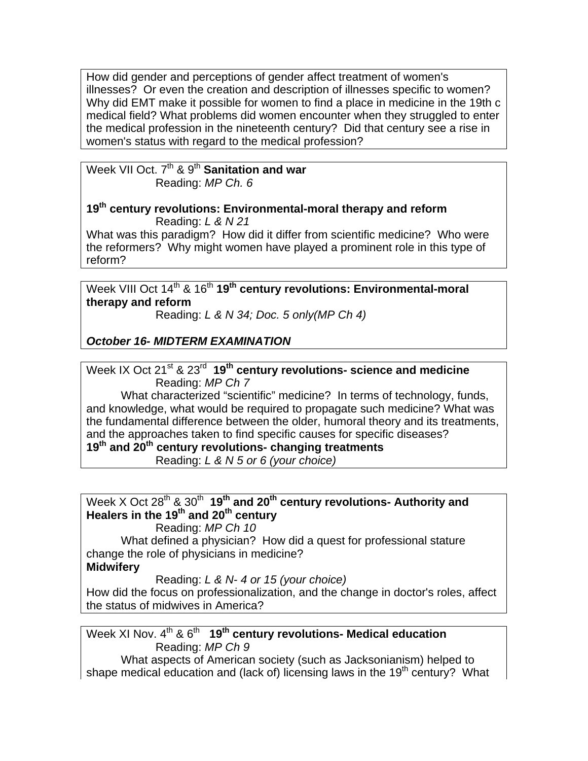How did gender and perceptions of gender affect treatment of women's illnesses? Or even the creation and description of illnesses specific to women? Why did EMT make it possible for women to find a place in medicine in the 19th c medical field? What problems did women encounter when they struggled to enter the medical profession in the nineteenth century? Did that century see a rise in women's status with regard to the medical profession?

Week VII Oct. 7th & 9th **Sanitation and war**

Reading: *MP Ch. 6*

**19th century revolutions: Environmental-moral therapy and reform**

Reading: *L & N 21*

What was this paradigm? How did it differ from scientific medicine? Who were the reformers? Why might women have played a prominent role in this type of reform?

Week VIII Oct 14th & 16th **19th century revolutions: Environmental-moral therapy and reform**

Reading: *L & N 34; Doc. 5 only(MP Ch 4)*

***October 16- MIDTERM EXAMINATION***

Week IX Oct 21st & 23rd **19th century revolutions- science and medicine**

Reading: *MP Ch 7*

What characterized "scientific" medicine? In terms of technology, funds, and knowledge, what would be required to propagate such medicine? What was the fundamental difference between the older, humoral theory and its treatments, and the approaches taken to find specific causes for specific diseases?

**19th and 20th century revolutions- changing treatments**

Reading: *L & N 5 or 6 (your choice)*

Week X Oct 28th & 30th **19th and 20th century revolutions- Authority and Healers in the 19th and 20th century**

Reading: *MP Ch 10*

What defined a physician? How did a quest for professional stature change the role of physicians in medicine?

**Midwifery**

Reading: *L & N- 4 or 15 (your choice)*

How did the focus on professionalization, and the change in doctor's roles, affect the status of midwives in America?

Week XI Nov. 4th & 6th **19th century revolutions- Medical education**

Reading: *MP Ch 9*

What aspects of American society (such as Jacksonianism) helped to shape medical education and (lack of) licensing laws in the 19th century? What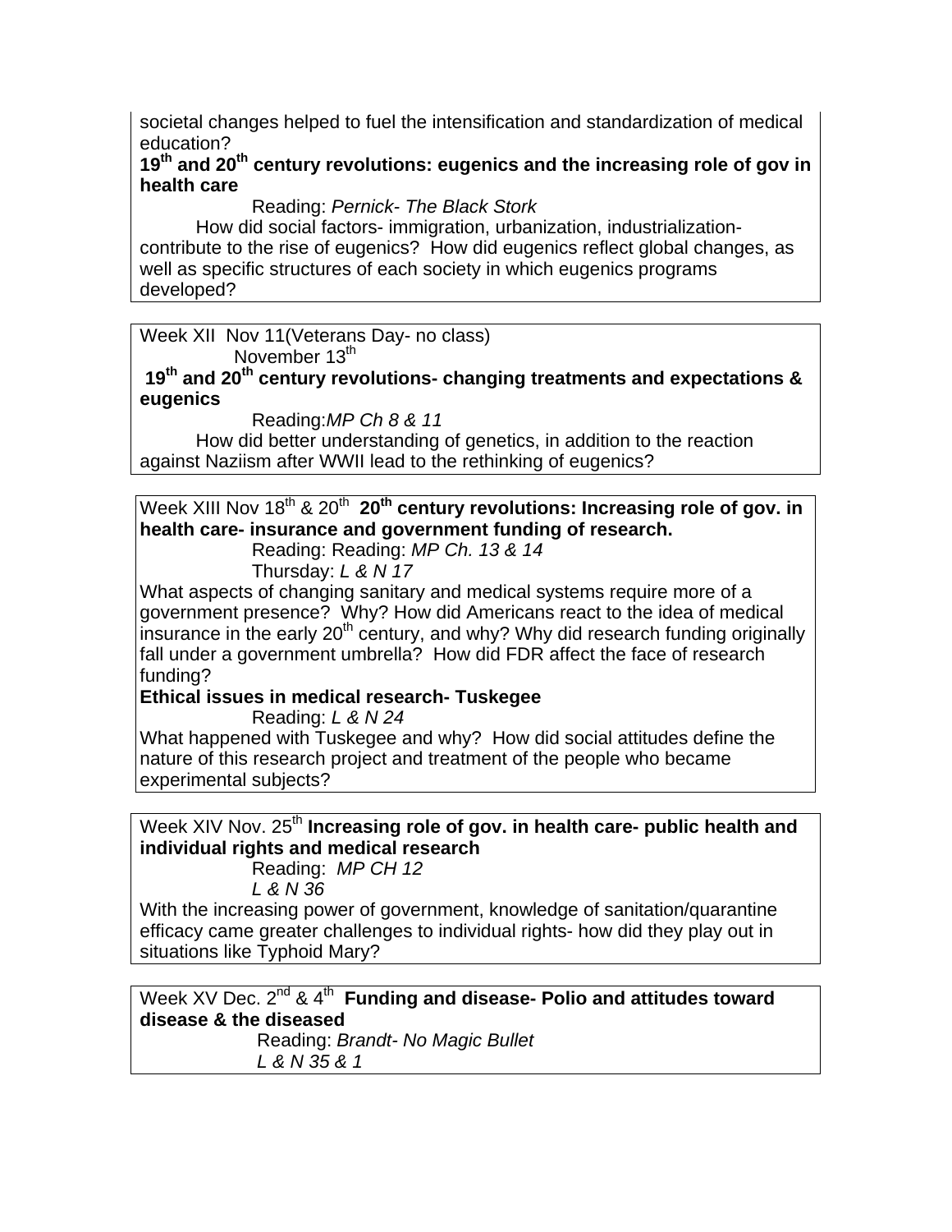societal changes helped to fuel the intensification and standardization of medical education?

**19th and 20th century revolutions: eugenics and the increasing role of gov in health care**

Reading: *Pernick- The Black Stork*

How did social factors- immigration, urbanization, industrialization- contribute to the rise of eugenics? How did eugenics reflect global changes, as well as specific structures of each society in which eugenics programs developed?

---

Week XII Nov 11(Veterans Day- no class)
November 13th

**19th and 20th century revolutions- changing treatments and expectations & eugenics**

Reading:*MP Ch 8 & 11*

How did better understanding of genetics, in addition to the reaction against Naziism after WWII lead to the rethinking of eugenics?

---

Week XIII Nov 18th & 20th **20th century revolutions: Increasing role of gov. in health care- insurance and government funding of research.**

Reading: Reading: *MP Ch. 13 & 14*
Thursday: *L & N 17*

What aspects of changing sanitary and medical systems require more of a government presence? Why? How did Americans react to the idea of medical insurance in the early 20th century, and why? Why did research funding originally fall under a government umbrella? How did FDR affect the face of research funding?

**Ethical issues in medical research- Tuskegee**

Reading: *L & N 24*

What happened with Tuskegee and why? How did social attitudes define the nature of this research project and treatment of the people who became experimental subjects?

---

Week XIV Nov. 25th **Increasing role of gov. in health care- public health and individual rights and medical research**

Reading: *MP CH 12*
*L & N 36*

With the increasing power of government, knowledge of sanitation/quarantine efficacy came greater challenges to individual rights- how did they play out in situations like Typhoid Mary?

---

Week XV Dec. 2nd & 4th **Funding and disease- Polio and attitudes toward disease & the diseased**

Reading: *Brandt- No Magic Bullet*
*L & N 35 & 1*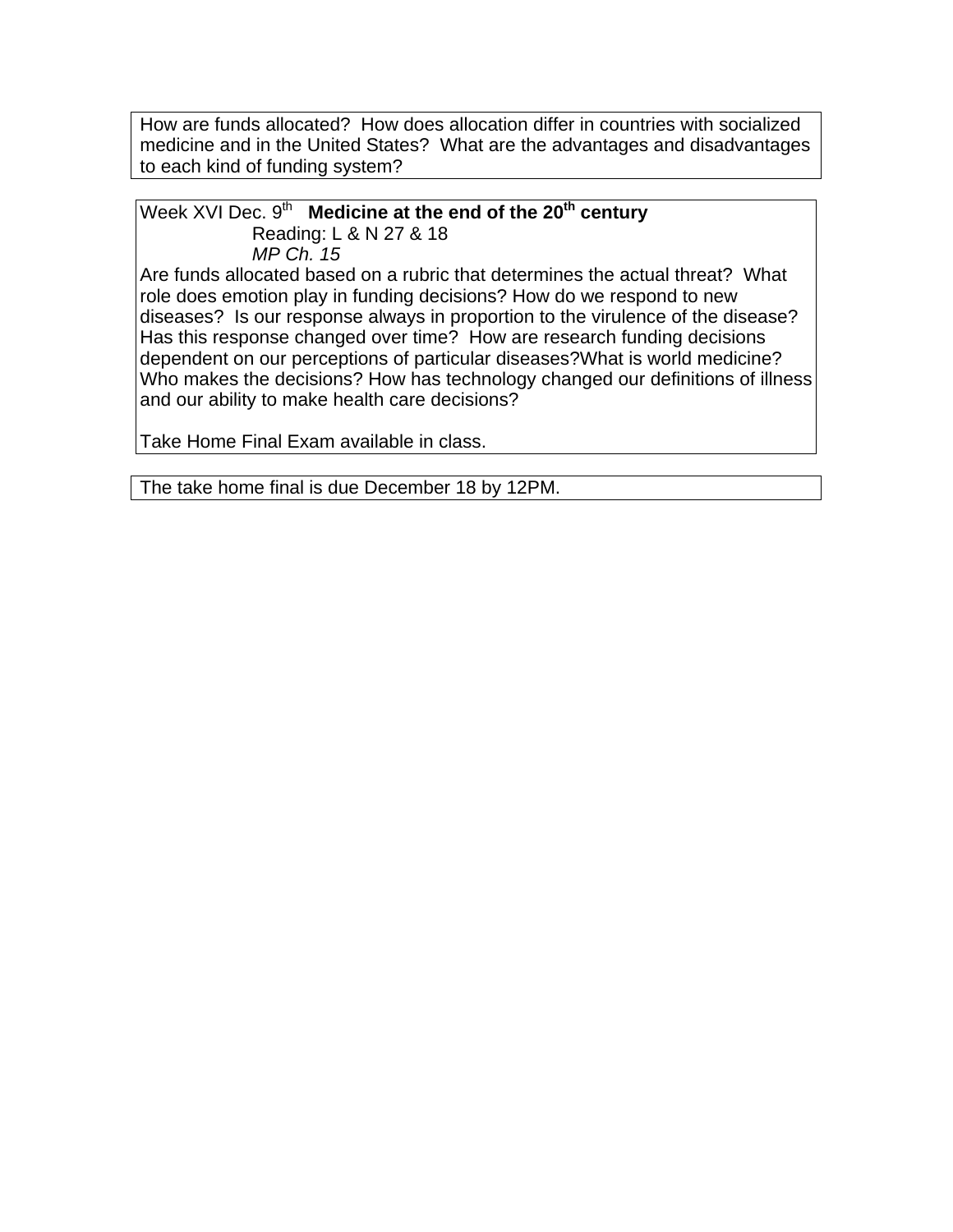How are funds allocated? How does allocation differ in countries with socialized medicine and in the United States? What are the advantages and disadvantages to each kind of funding system?

Week XVI Dec. 9th **Medicine at the end of the 20th century**

Reading: L & N 27 & 18

*MP Ch. 15*

Are funds allocated based on a rubric that determines the actual threat? What role does emotion play in funding decisions? How do we respond to new diseases? Is our response always in proportion to the virulence of the disease? Has this response changed over time? How are research funding decisions dependent on our perceptions of particular diseases?What is world medicine? Who makes the decisions? How has technology changed our definitions of illness and our ability to make health care decisions?

Take Home Final Exam available in class.

The take home final is due December 18 by 12PM.